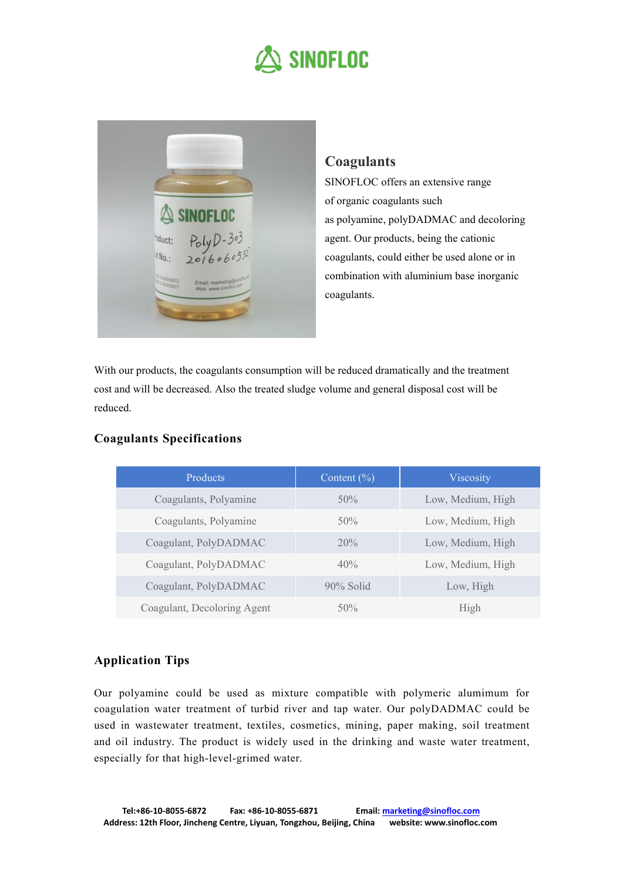# SINOFLOC

## Coagulants

SINOFLOC offers an extensive range of organic coagulants such as polyamine, polyDADMAC and decoloring agent. Our products, being the cationic coagulants, could either be used alone or in combination with aluminium base inorganic coagulants.

With our products, the coagulants consumption will be reduced dramatically and the treatment cost and will be decreased. Also the treated sludge volume and general disposal cost will be reduced.

### Coagulants Specifications

| Products | Content (%) | Viscosity |
|---|---|---|
| Coagulants, Polyamine | 50% | Low, Medium, High |
| Coagulants, Polyamine | 50% | Low, Medium, High |
| Coagulant, PolyDADMAC | 20% | Low, Medium, High |
| Coagulant, PolyDADMAC | 40% | Low, Medium, High |
| Coagulant, PolyDADMAC | 90% Solid | Low, High |
| Coagulant, Decoloring Agent | 50% | High |

### Application Tips

Our polyamine could be used as mixture compatible with polymeric alumimum for coagulation water treatment of turbid river and tap water. Our polyDADMAC could be used in wastewater treatment, textiles, cosmetics, mining, paper making, soil treatment and oil industry. The product is widely used in the drinking and waste water treatment, especially for that high-level-grimed water.

**Tel:+86-10-8055-6872** **Fax: +86-10-8055-6871** **Email: marketing@sinofloc.com**
**Address: 12th Floor, Jincheng Centre, Liyuan, Tongzhou, Beijing, China** **website: www.sinofloc.com**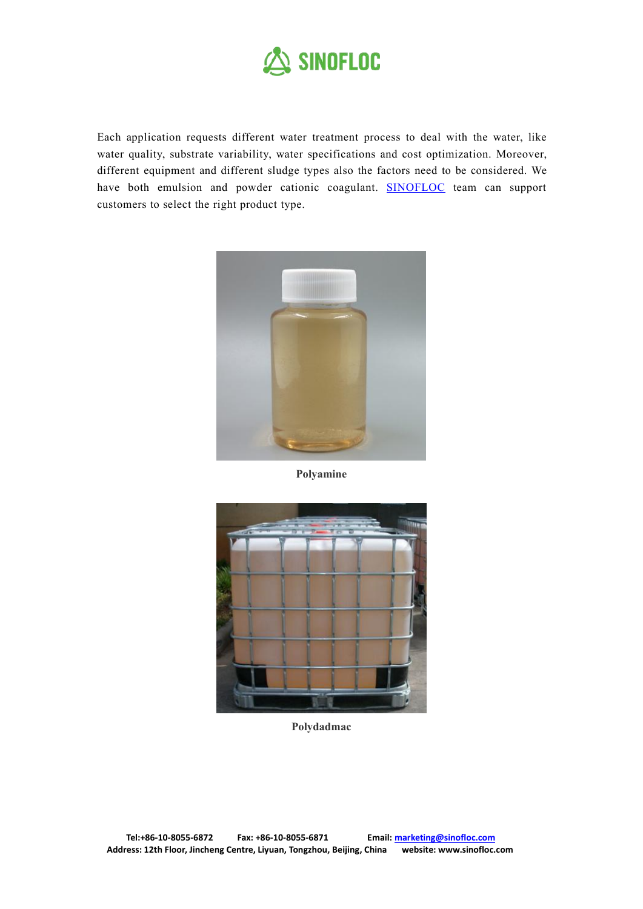Each application requests different water treatment process to deal with the water, like water quality, substrate variability, water specifications and cost optimization. Moreover, different equipment and different sludge types also the factors need to be considered. We have both emulsion and powder cationic coagulant. SINOFLOC team can support customers to select the right product type.

Polyamine

Polydadmac